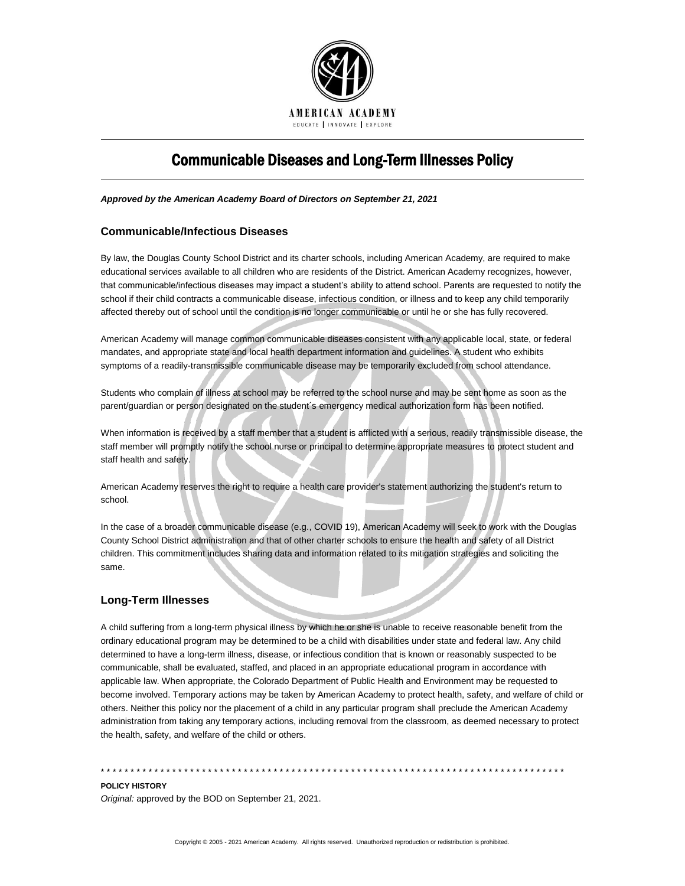AMERICAN ACADEMY

EDUCATE | INNOVATE | EXPLORE

# Communicable Diseases and Long-Term Illnesses Policy

***Approved by the American Academy Board of Directors on September 21, 2021***

## Communicable/Infectious Diseases

By law, the Douglas County School District and its charter schools, including American Academy, are required to make educational services available to all children who are residents of the District. American Academy recognizes, however, that communicable/infectious diseases may impact a student's ability to attend school. Parents are requested to notify the school if their child contracts a communicable disease, infectious condition, or illness and to keep any child temporarily affected thereby out of school until the condition is no longer communicable or until he or she has fully recovered.

American Academy will manage common communicable diseases consistent with any applicable local, state, or federal mandates, and appropriate state and local health department information and guidelines. A student who exhibits symptoms of a readily-transmissible communicable disease may be temporarily excluded from school attendance.

Students who complain of illness at school may be referred to the school nurse and may be sent home as soon as the parent/guardian or person designated on the student´s emergency medical authorization form has been notified.

When information is received by a staff member that a student is afflicted with a serious, readily transmissible disease, the staff member will promptly notify the school nurse or principal to determine appropriate measures to protect student and staff health and safety.

American Academy reserves the right to require a health care provider's statement authorizing the student's return to school.

In the case of a broader communicable disease (e.g., COVID 19), American Academy will seek to work with the Douglas County School District administration and that of other charter schools to ensure the health and safety of all District children. This commitment includes sharing data and information related to its mitigation strategies and soliciting the same.

## Long-Term Illnesses

A child suffering from a long-term physical illness by which he or she is unable to receive reasonable benefit from the ordinary educational program may be determined to be a child with disabilities under state and federal law. Any child determined to have a long-term illness, disease, or infectious condition that is known or reasonably suspected to be communicable, shall be evaluated, staffed, and placed in an appropriate educational program in accordance with applicable law. When appropriate, the Colorado Department of Public Health and Environment may be requested to become involved. Temporary actions may be taken by American Academy to protect health, safety, and welfare of child or others. Neither this policy nor the placement of a child in any particular program shall preclude the American Academy administration from taking any temporary actions, including removal from the classroom, as deemed necessary to protect the health, safety, and welfare of the child or others.

* * * * * * * * * * * * * * * * * * * * * * * * * * * * * * * * * * * * * * * * * * * * * * * * * * * * * * * * * * * * * * * * * * * * * * * * * * * * * * * *

**POLICY HISTORY**

*Original:* approved by the BOD on September 21, 2021.

Copyright © 2005 - 2021 American Academy. All rights reserved. Unauthorized reproduction or redistribution is prohibited.